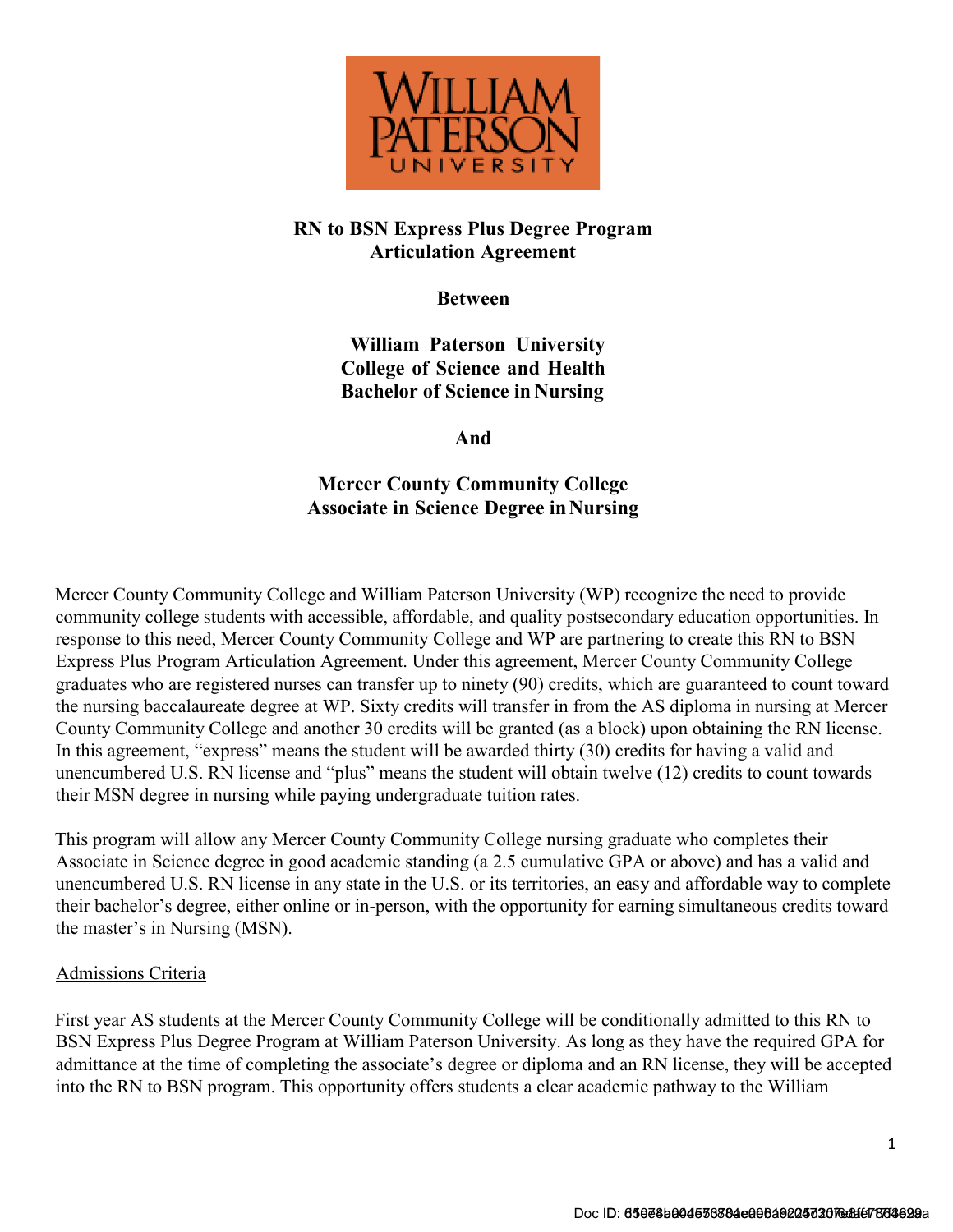WILLIAM PATERSON UNIVERSITY

**RN to BSN Express Plus Degree Program**
**Articulation Agreement**

**Between**

**William Paterson University**
**College of Science and Health**
**Bachelor of Science in Nursing**

**And**

**Mercer County Community College**
**Associate in Science Degree in Nursing**

Mercer County Community College and William Paterson University (WP) recognize the need to provide community college students with accessible, affordable, and quality postsecondary education opportunities. In response to this need, Mercer County Community College and WP are partnering to create this RN to BSN Express Plus Program Articulation Agreement. Under this agreement, Mercer County Community College graduates who are registered nurses can transfer up to ninety (90) credits, which are guaranteed to count toward the nursing baccalaureate degree at WP. Sixty credits will transfer in from the AS diploma in nursing at Mercer County Community College and another 30 credits will be granted (as a block) upon obtaining the RN license. In this agreement, "express" means the student will be awarded thirty (30) credits for having a valid and unencumbered U.S. RN license and "plus" means the student will obtain twelve (12) credits to count towards their MSN degree in nursing while paying undergraduate tuition rates.

This program will allow any Mercer County Community College nursing graduate who completes their Associate in Science degree in good academic standing (a 2.5 cumulative GPA or above) and has a valid and unencumbered U.S. RN license in any state in the U.S. or its territories, an easy and affordable way to complete their bachelor's degree, either online or in-person, with the opportunity for earning simultaneous credits toward the master's in Nursing (MSN).

## Admissions Criteria

First year AS students at the Mercer County Community College will be conditionally admitted to this RN to BSN Express Plus Degree Program at William Paterson University. As long as they have the required GPA for admittance at the time of completing the associate's degree or diploma and an RN license, they will be accepted into the RN to BSN program. This opportunity offers students a clear academic pathway to the William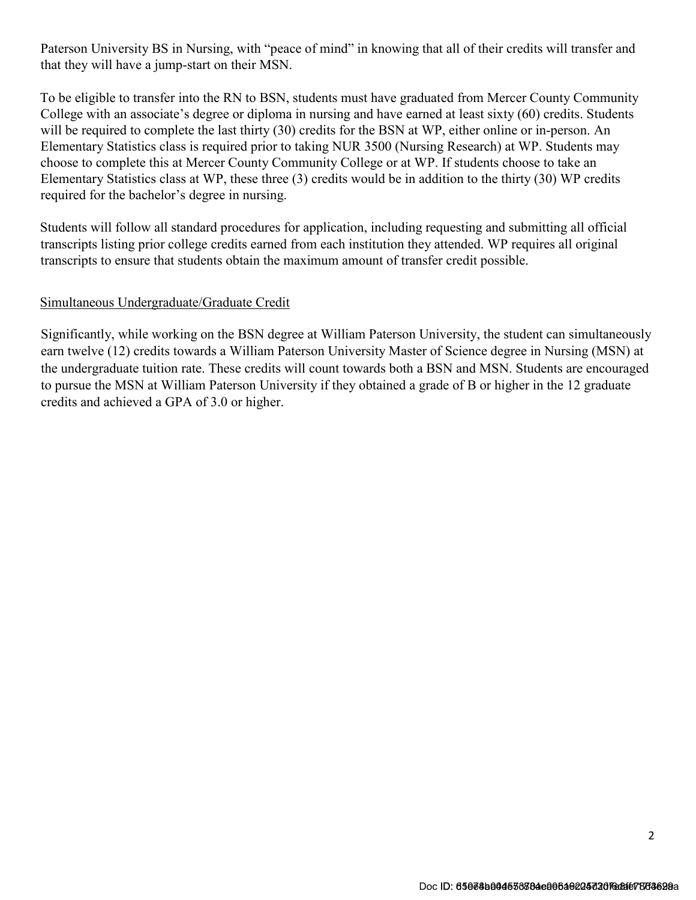Paterson University BS in Nursing, with "peace of mind" in knowing that all of their credits will transfer and that they will have a jump-start on their MSN.

To be eligible to transfer into the RN to BSN, students must have graduated from Mercer County Community College with an associate's degree or diploma in nursing and have earned at least sixty (60) credits. Students will be required to complete the last thirty (30) credits for the BSN at WP, either online or in-person. An Elementary Statistics class is required prior to taking NUR 3500 (Nursing Research) at WP. Students may choose to complete this at Mercer County Community College or at WP. If students choose to take an Elementary Statistics class at WP, these three (3) credits would be in addition to the thirty (30) WP credits required for the bachelor's degree in nursing.

Students will follow all standard procedures for application, including requesting and submitting all official transcripts listing prior college credits earned from each institution they attended. WP requires all original transcripts to ensure that students obtain the maximum amount of transfer credit possible.

## Simultaneous Undergraduate/Graduate Credit

Significantly, while working on the BSN degree at William Paterson University, the student can simultaneously earn twelve (12) credits towards a William Paterson University Master of Science degree in Nursing (MSN) at the undergraduate tuition rate. These credits will count towards both a BSN and MSN. Students are encouraged to pursue the MSN at William Paterson University if they obtained a grade of B or higher in the 12 graduate credits and achieved a GPA of 3.0 or higher.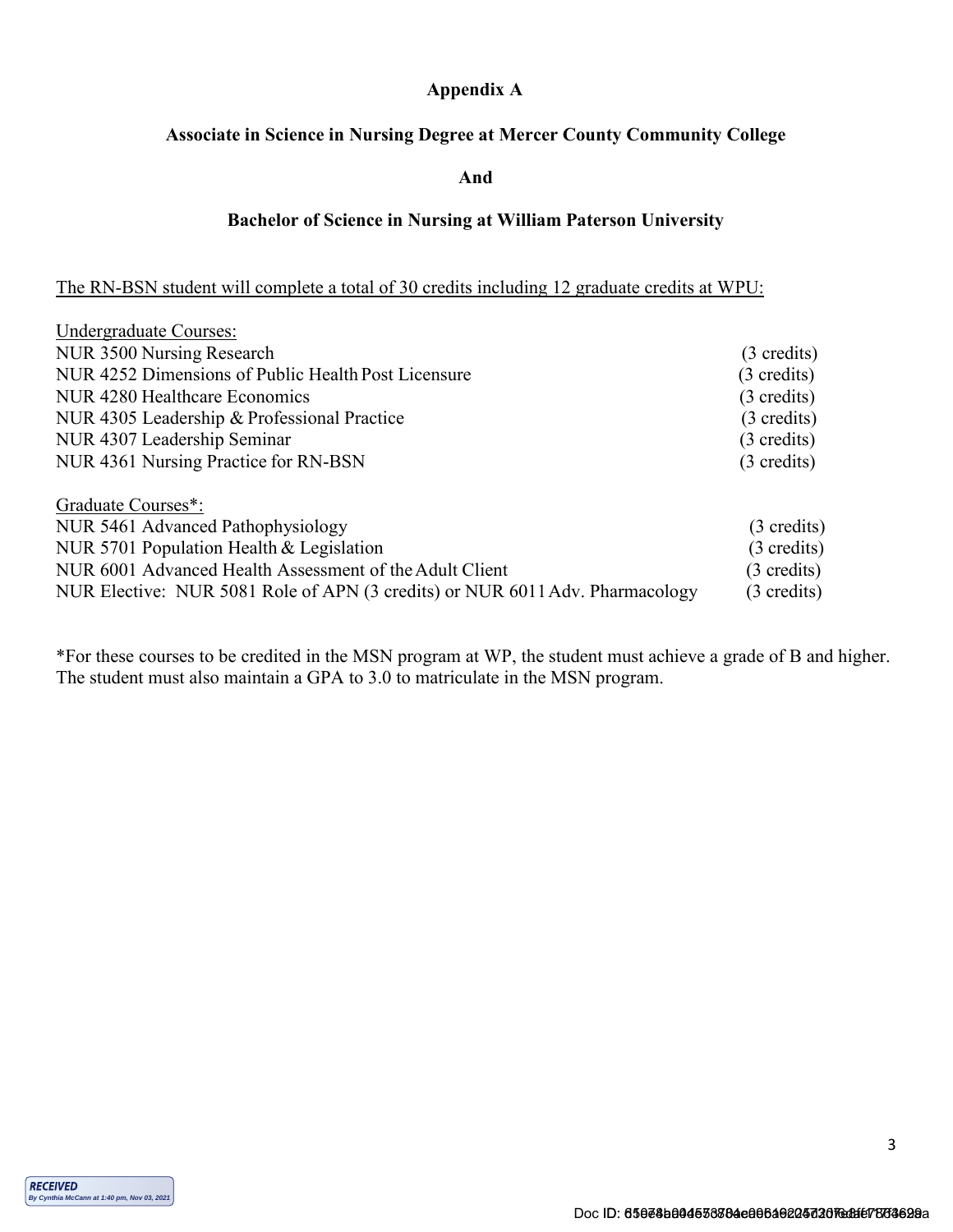**Appendix A**

**Associate in Science in Nursing Degree at Mercer County Community College**

**And**

**Bachelor of Science in Nursing at William Paterson University**

<u>The RN-BSN student will complete a total of 30 credits including 12 graduate credits at WPU:</u>

<u>Undergraduate Courses:</u>

| | |
|---|---|
| NUR 3500 Nursing Research | (3 credits) |
| NUR 4252 Dimensions of Public Health Post Licensure | (3 credits) |
| NUR 4280 Healthcare Economics | (3 credits) |
| NUR 4305 Leadership & Professional Practice | (3 credits) |
| NUR 4307 Leadership Seminar | (3 credits) |
| NUR 4361 Nursing Practice for RN-BSN | (3 credits) |

<u>Graduate Courses*:</u>

| | |
|---|---|
| NUR 5461 Advanced Pathophysiology | (3 credits) |
| NUR 5701 Population Health & Legislation | (3 credits) |
| NUR 6001 Advanced Health Assessment of the Adult Client | (3 credits) |
| NUR Elective: NUR 5081 Role of APN (3 credits) or NUR 6011 Adv. Pharmacology | (3 credits) |

*For these courses to be credited in the MSN program at WP, the student must achieve a grade of B and higher. The student must also maintain a GPA to 3.0 to matriculate in the MSN program.